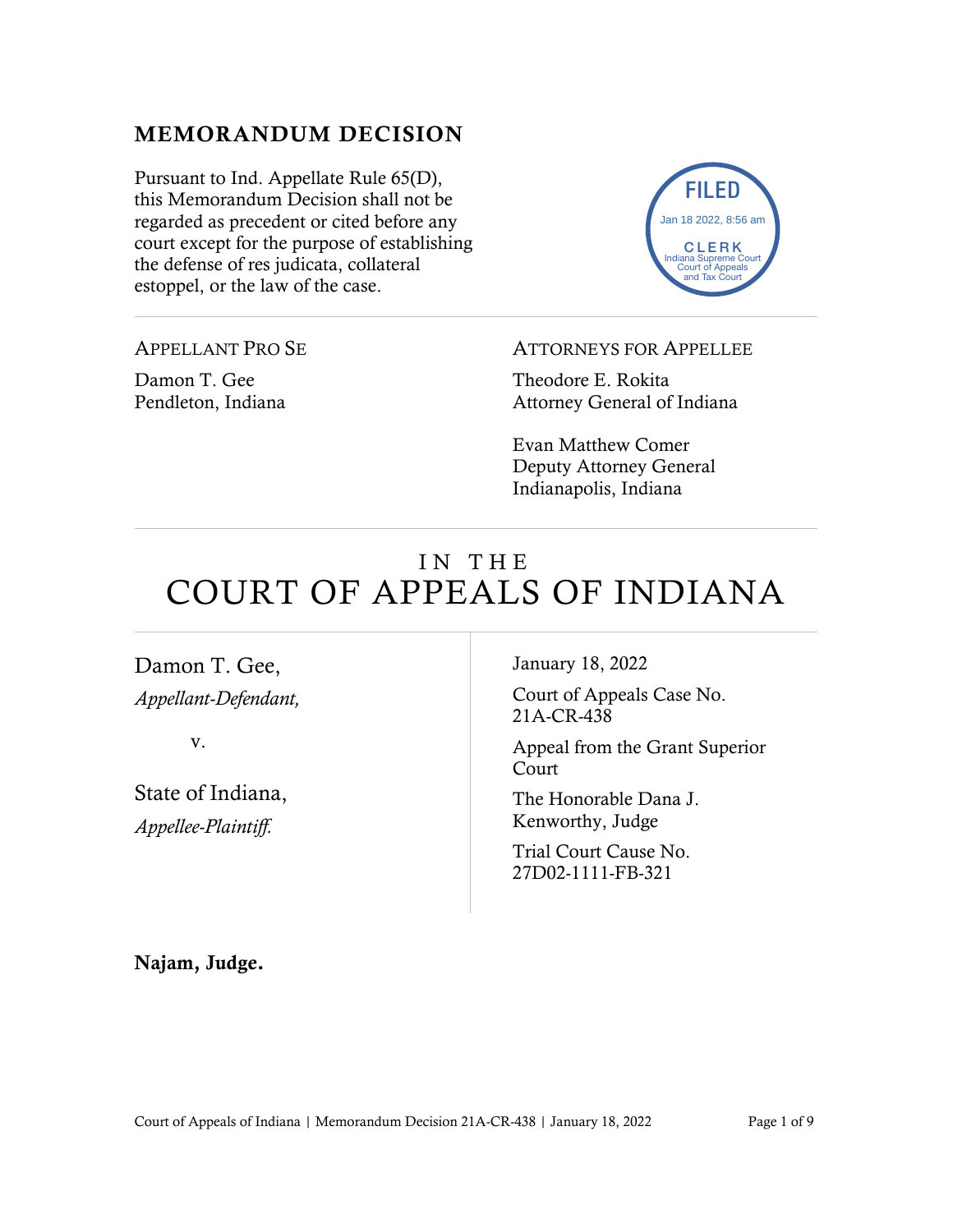## MEMORANDUM DECISION

Pursuant to Ind. Appellate Rule 65(D), this Memorandum Decision shall not be regarded as precedent or cited before any court except for the purpose of establishing the defense of res judicata, collateral estoppel, or the law of the case.

FILED
Jan 18 2022, 8:56 am
CLERK
Indiana Supreme Court
Court of Appeals
and Tax Court

---

APPELLANT PRO SE

Damon T. Gee
Pendleton, Indiana

ATTORNEYS FOR APPELLEE

Theodore E. Rokita
Attorney General of Indiana

Evan Matthew Comer
Deputy Attorney General
Indianapolis, Indiana

---

# IN THE COURT OF APPEALS OF INDIANA

---

Damon T. Gee,
*Appellant-Defendant,*

v.

State of Indiana,
*Appellee-Plaintiff.*

January 18, 2022

Court of Appeals Case No. 21A-CR-438

Appeal from the Grant Superior Court

The Honorable Dana J. Kenworthy, Judge

Trial Court Cause No. 27D02-1111-FB-321

**Najam, Judge.**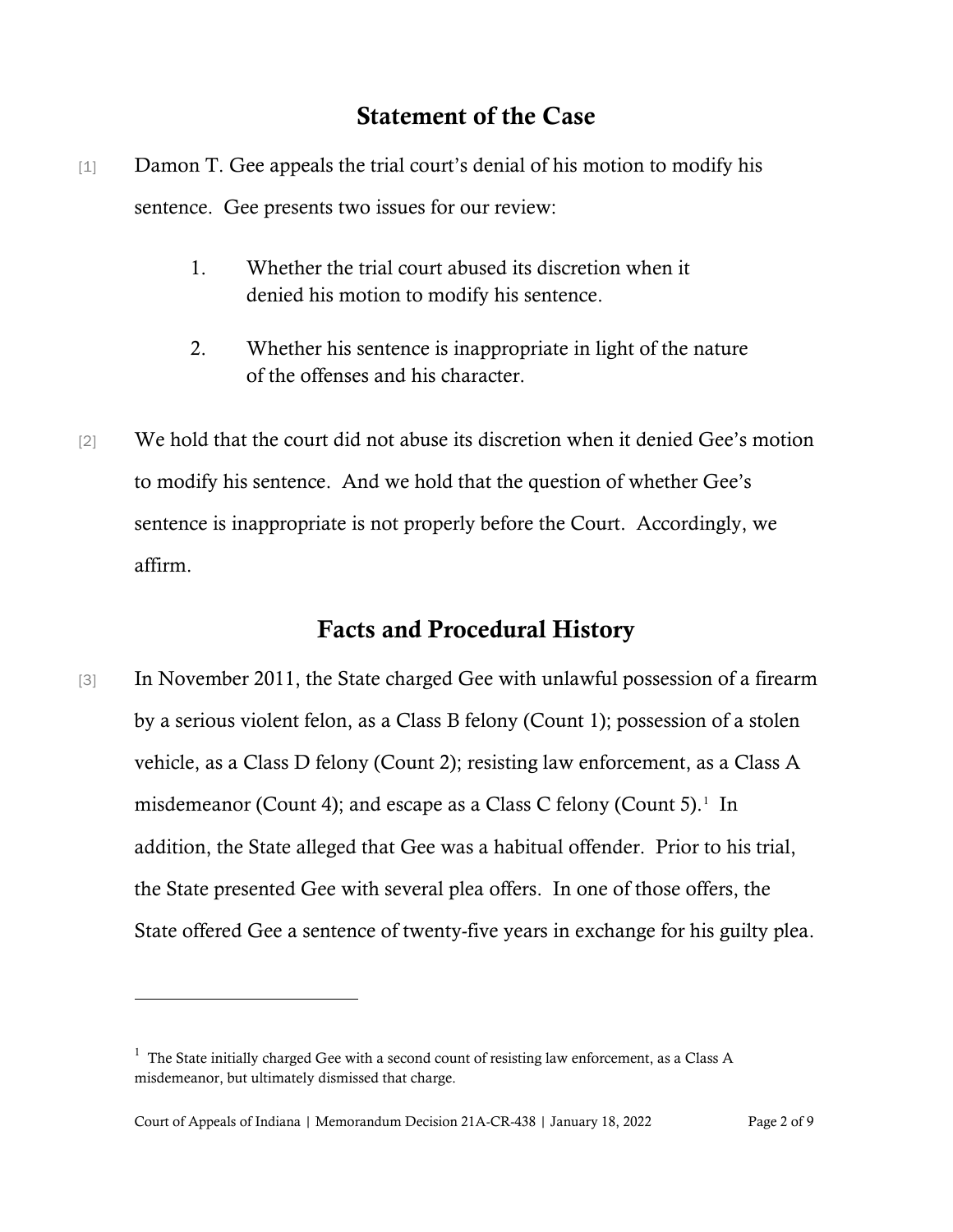## Statement of the Case

[1] Damon T. Gee appeals the trial court's denial of his motion to modify his sentence. Gee presents two issues for our review:

1. Whether the trial court abused its discretion when it denied his motion to modify his sentence.

2. Whether his sentence is inappropriate in light of the nature of the offenses and his character.

[2] We hold that the court did not abuse its discretion when it denied Gee's motion to modify his sentence. And we hold that the question of whether Gee's sentence is inappropriate is not properly before the Court. Accordingly, we affirm.

## Facts and Procedural History

[3] In November 2011, the State charged Gee with unlawful possession of a firearm by a serious violent felon, as a Class B felony (Count 1); possession of a stolen vehicle, as a Class D felony (Count 2); resisting law enforcement, as a Class A misdemeanor (Count 4); and escape as a Class C felony (Count 5).[1] In addition, the State alleged that Gee was a habitual offender. Prior to his trial, the State presented Gee with several plea offers. In one of those offers, the State offered Gee a sentence of twenty-five years in exchange for his guilty plea.

---

[1] The State initially charged Gee with a second count of resisting law enforcement, as a Class A misdemeanor, but ultimately dismissed that charge.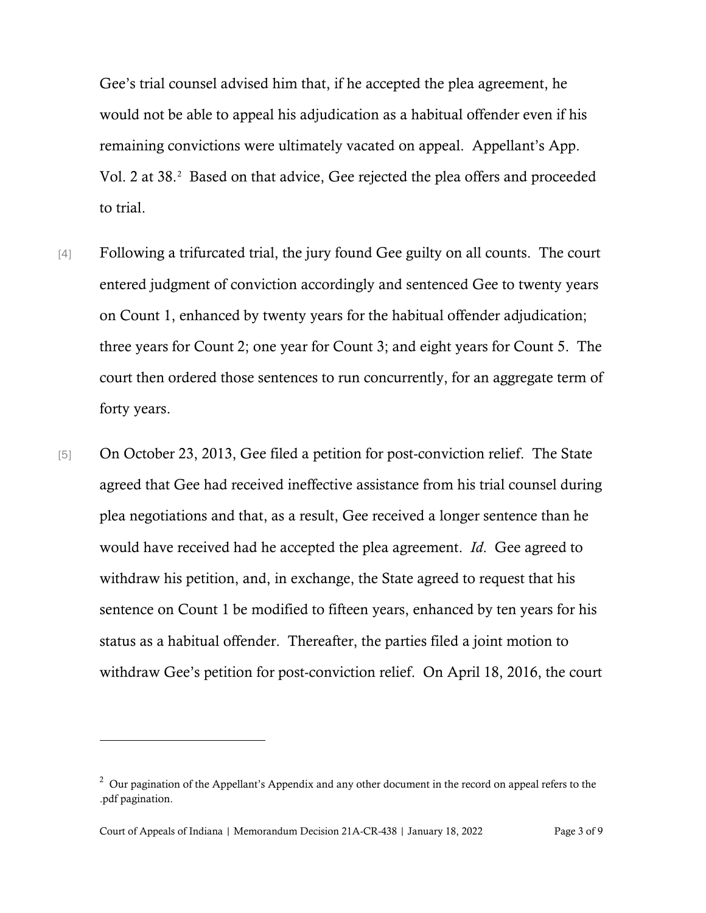Gee's trial counsel advised him that, if he accepted the plea agreement, he would not be able to appeal his adjudication as a habitual offender even if his remaining convictions were ultimately vacated on appeal. Appellant's App. Vol. 2 at 38.[2] Based on that advice, Gee rejected the plea offers and proceeded to trial.

[4] Following a trifurcated trial, the jury found Gee guilty on all counts. The court entered judgment of conviction accordingly and sentenced Gee to twenty years on Count 1, enhanced by twenty years for the habitual offender adjudication; three years for Count 2; one year for Count 3; and eight years for Count 5. The court then ordered those sentences to run concurrently, for an aggregate term of forty years.

[5] On October 23, 2013, Gee filed a petition for post-conviction relief. The State agreed that Gee had received ineffective assistance from his trial counsel during plea negotiations and that, as a result, Gee received a longer sentence than he would have received had he accepted the plea agreement. *Id.* Gee agreed to withdraw his petition, and, in exchange, the State agreed to request that his sentence on Count 1 be modified to fifteen years, enhanced by ten years for his status as a habitual offender. Thereafter, the parties filed a joint motion to withdraw Gee's petition for post-conviction relief. On April 18, 2016, the court

---

[2] Our pagination of the Appellant's Appendix and any other document in the record on appeal refers to the .pdf pagination.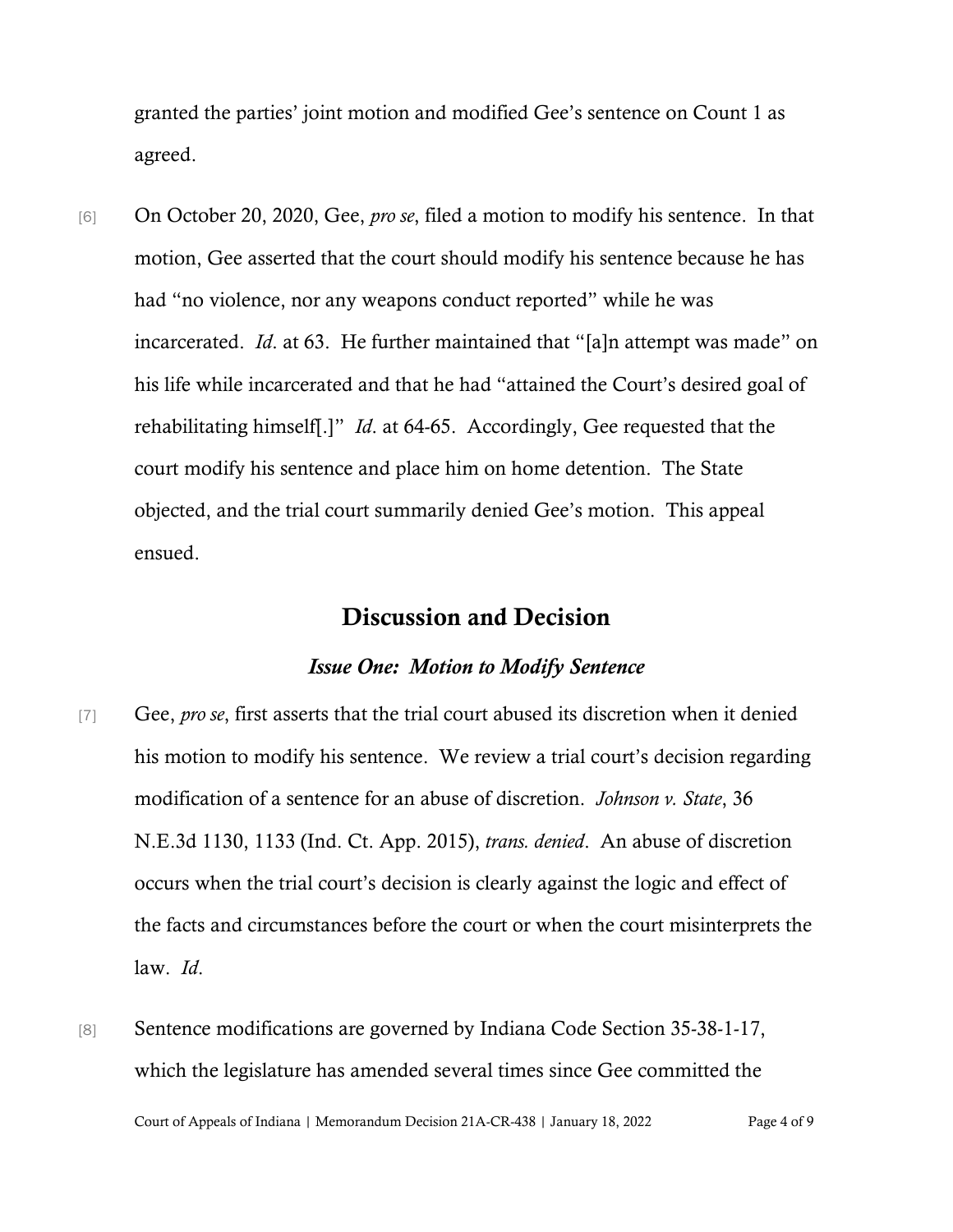granted the parties' joint motion and modified Gee's sentence on Count 1 as agreed.

[6] On October 20, 2020, Gee, *pro se*, filed a motion to modify his sentence. In that motion, Gee asserted that the court should modify his sentence because he has had "no violence, nor any weapons conduct reported" while he was incarcerated. *Id*. at 63. He further maintained that "[a]n attempt was made" on his life while incarcerated and that he had "attained the Court's desired goal of rehabilitating himself[.]" *Id*. at 64-65. Accordingly, Gee requested that the court modify his sentence and place him on home detention. The State objected, and the trial court summarily denied Gee's motion. This appeal ensued.

## Discussion and Decision

### *Issue One: Motion to Modify Sentence*

[7] Gee, *pro se*, first asserts that the trial court abused its discretion when it denied his motion to modify his sentence. We review a trial court's decision regarding modification of a sentence for an abuse of discretion. *Johnson v. State*, 36 N.E.3d 1130, 1133 (Ind. Ct. App. 2015), *trans. denied*. An abuse of discretion occurs when the trial court's decision is clearly against the logic and effect of the facts and circumstances before the court or when the court misinterprets the law. *Id*.

[8] Sentence modifications are governed by Indiana Code Section 35-38-1-17, which the legislature has amended several times since Gee committed the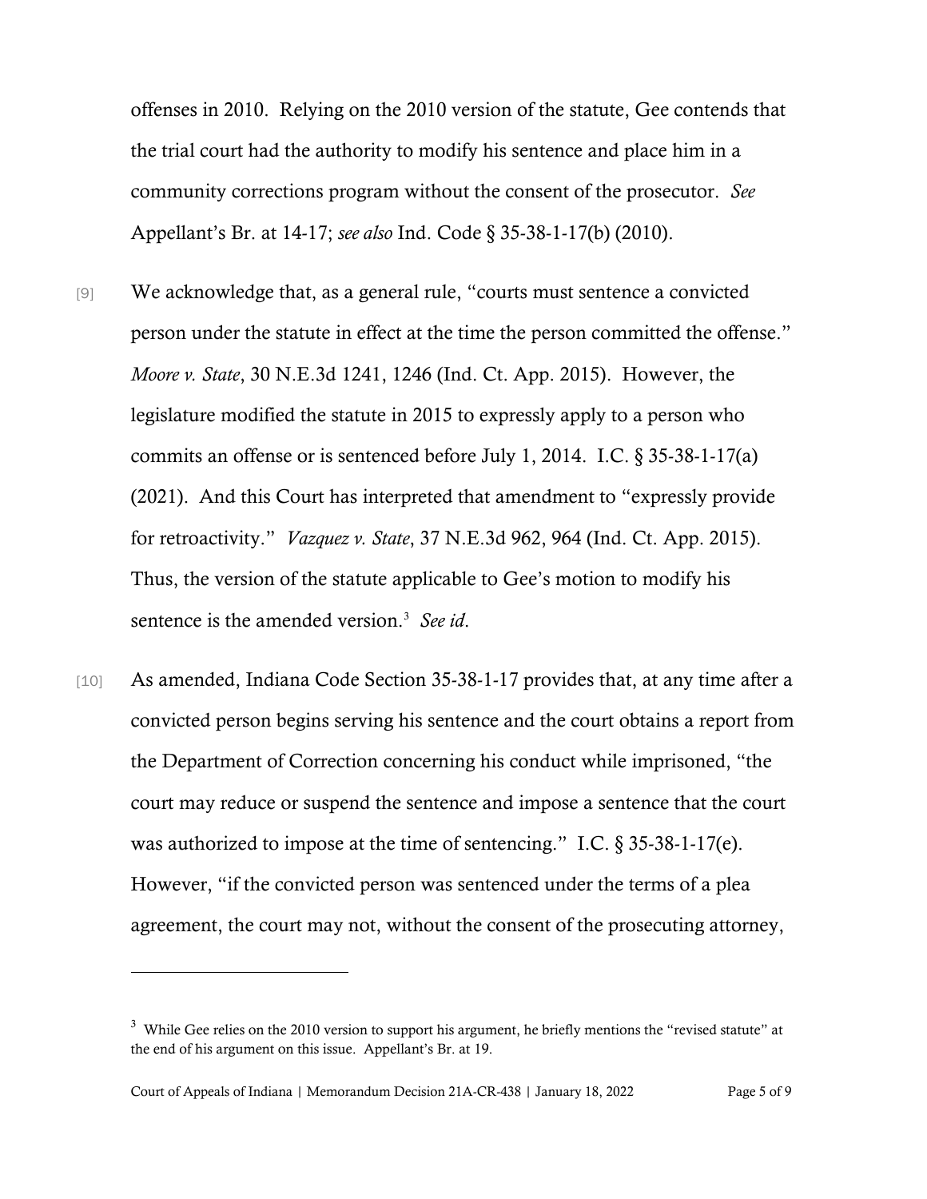offenses in 2010. Relying on the 2010 version of the statute, Gee contends that the trial court had the authority to modify his sentence and place him in a community corrections program without the consent of the prosecutor. *See* Appellant's Br. at 14-17; *see also* Ind. Code § 35-38-1-17(b) (2010).

[9] We acknowledge that, as a general rule, "courts must sentence a convicted person under the statute in effect at the time the person committed the offense." *Moore v. State*, 30 N.E.3d 1241, 1246 (Ind. Ct. App. 2015). However, the legislature modified the statute in 2015 to expressly apply to a person who commits an offense or is sentenced before July 1, 2014. I.C. § 35-38-1-17(a) (2021). And this Court has interpreted that amendment to "expressly provide for retroactivity." *Vazquez v. State*, 37 N.E.3d 962, 964 (Ind. Ct. App. 2015). Thus, the version of the statute applicable to Gee's motion to modify his sentence is the amended version.[3] *See id*.

[10] As amended, Indiana Code Section 35-38-1-17 provides that, at any time after a convicted person begins serving his sentence and the court obtains a report from the Department of Correction concerning his conduct while imprisoned, "the court may reduce or suspend the sentence and impose a sentence that the court was authorized to impose at the time of sentencing." I.C. § 35-38-1-17(e). However, "if the convicted person was sentenced under the terms of a plea agreement, the court may not, without the consent of the prosecuting attorney,

---

[3] While Gee relies on the 2010 version to support his argument, he briefly mentions the "revised statute" at the end of his argument on this issue. Appellant's Br. at 19.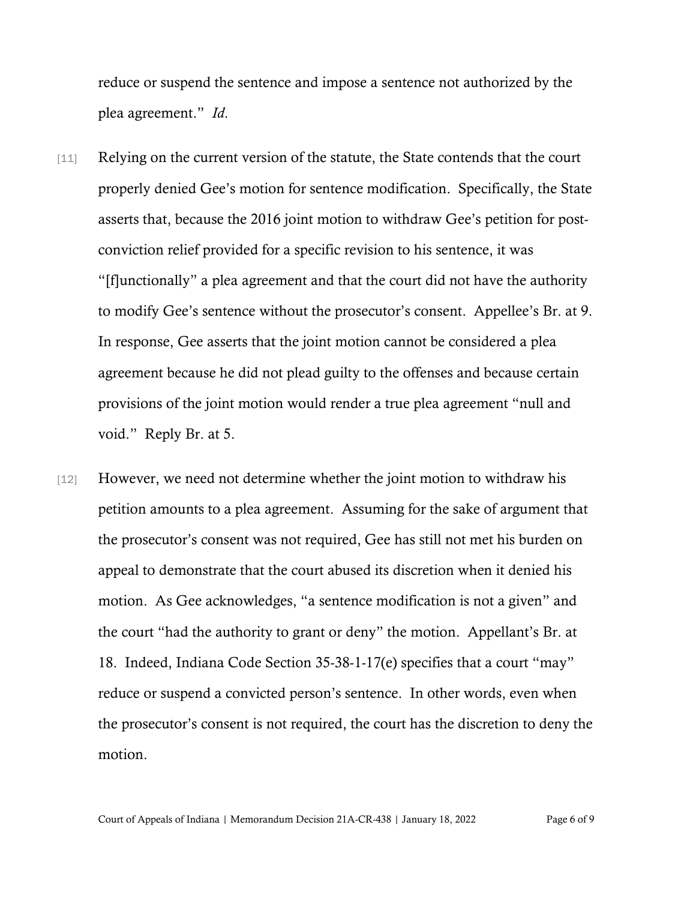reduce or suspend the sentence and impose a sentence not authorized by the plea agreement." *Id.*

[11] Relying on the current version of the statute, the State contends that the court properly denied Gee's motion for sentence modification. Specifically, the State asserts that, because the 2016 joint motion to withdraw Gee's petition for post-conviction relief provided for a specific revision to his sentence, it was "[f]unctionally" a plea agreement and that the court did not have the authority to modify Gee's sentence without the prosecutor's consent. Appellee's Br. at 9. In response, Gee asserts that the joint motion cannot be considered a plea agreement because he did not plead guilty to the offenses and because certain provisions of the joint motion would render a true plea agreement "null and void." Reply Br. at 5.

[12] However, we need not determine whether the joint motion to withdraw his petition amounts to a plea agreement. Assuming for the sake of argument that the prosecutor's consent was not required, Gee has still not met his burden on appeal to demonstrate that the court abused its discretion when it denied his motion. As Gee acknowledges, "a sentence modification is not a given" and the court "had the authority to grant or deny" the motion. Appellant's Br. at 18. Indeed, Indiana Code Section 35-38-1-17(e) specifies that a court "may" reduce or suspend a convicted person's sentence. In other words, even when the prosecutor's consent is not required, the court has the discretion to deny the motion.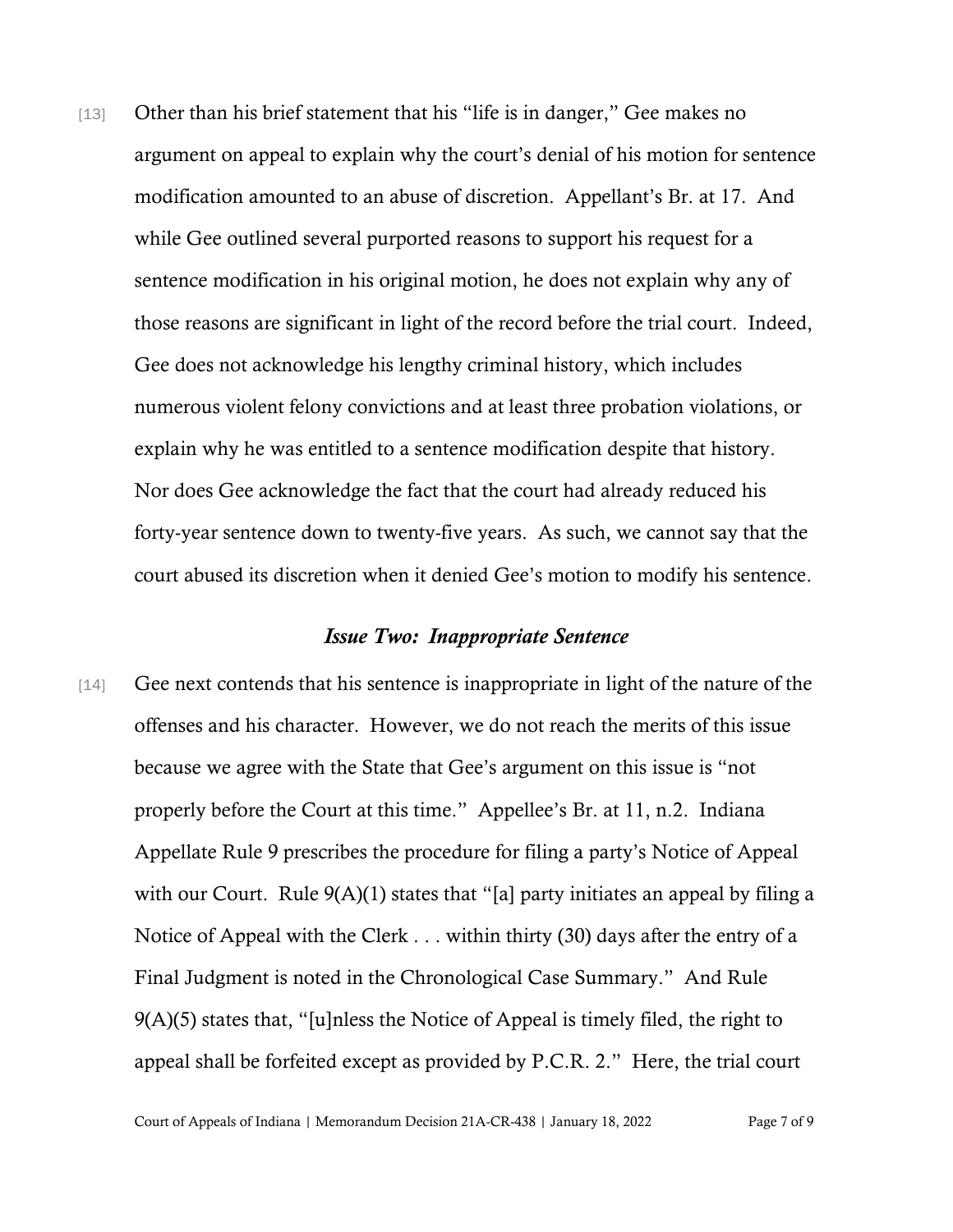[13] Other than his brief statement that his "life is in danger," Gee makes no argument on appeal to explain why the court's denial of his motion for sentence modification amounted to an abuse of discretion. Appellant's Br. at 17. And while Gee outlined several purported reasons to support his request for a sentence modification in his original motion, he does not explain why any of those reasons are significant in light of the record before the trial court. Indeed, Gee does not acknowledge his lengthy criminal history, which includes numerous violent felony convictions and at least three probation violations, or explain why he was entitled to a sentence modification despite that history. Nor does Gee acknowledge the fact that the court had already reduced his forty-year sentence down to twenty-five years. As such, we cannot say that the court abused its discretion when it denied Gee's motion to modify his sentence.

### *Issue Two: Inappropriate Sentence*

[14] Gee next contends that his sentence is inappropriate in light of the nature of the offenses and his character. However, we do not reach the merits of this issue because we agree with the State that Gee's argument on this issue is "not properly before the Court at this time." Appellee's Br. at 11, n.2. Indiana Appellate Rule 9 prescribes the procedure for filing a party's Notice of Appeal with our Court. Rule 9(A)(1) states that "[a] party initiates an appeal by filing a Notice of Appeal with the Clerk . . . within thirty (30) days after the entry of a Final Judgment is noted in the Chronological Case Summary." And Rule 9(A)(5) states that, "[u]nless the Notice of Appeal is timely filed, the right to appeal shall be forfeited except as provided by P.C.R. 2." Here, the trial court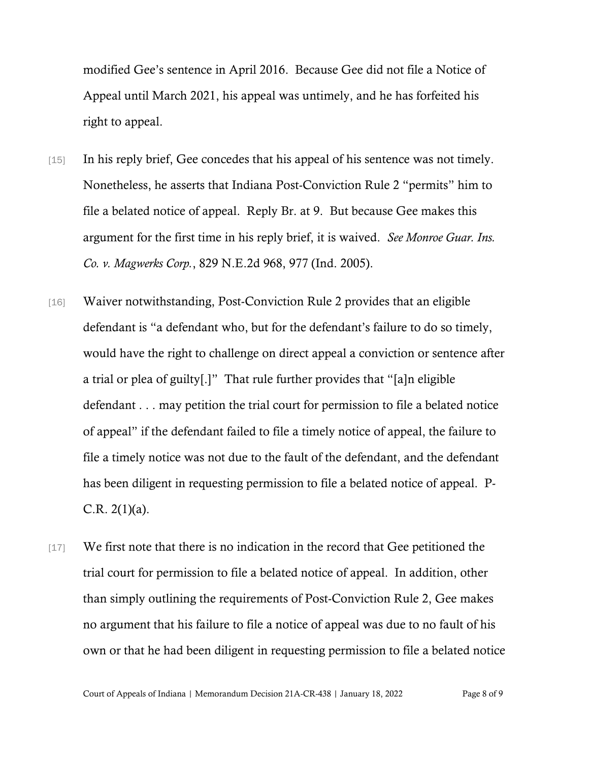modified Gee's sentence in April 2016. Because Gee did not file a Notice of Appeal until March 2021, his appeal was untimely, and he has forfeited his right to appeal.

[15] In his reply brief, Gee concedes that his appeal of his sentence was not timely. Nonetheless, he asserts that Indiana Post-Conviction Rule 2 "permits" him to file a belated notice of appeal. Reply Br. at 9. But because Gee makes this argument for the first time in his reply brief, it is waived. *See Monroe Guar. Ins. Co. v. Magwerks Corp.*, 829 N.E.2d 968, 977 (Ind. 2005).

[16] Waiver notwithstanding, Post-Conviction Rule 2 provides that an eligible defendant is "a defendant who, but for the defendant's failure to do so timely, would have the right to challenge on direct appeal a conviction or sentence after a trial or plea of guilty[.]" That rule further provides that "[a]n eligible defendant . . . may petition the trial court for permission to file a belated notice of appeal" if the defendant failed to file a timely notice of appeal, the failure to file a timely notice was not due to the fault of the defendant, and the defendant has been diligent in requesting permission to file a belated notice of appeal. P-C.R. 2(1)(a).

[17] We first note that there is no indication in the record that Gee petitioned the trial court for permission to file a belated notice of appeal. In addition, other than simply outlining the requirements of Post-Conviction Rule 2, Gee makes no argument that his failure to file a notice of appeal was due to no fault of his own or that he had been diligent in requesting permission to file a belated notice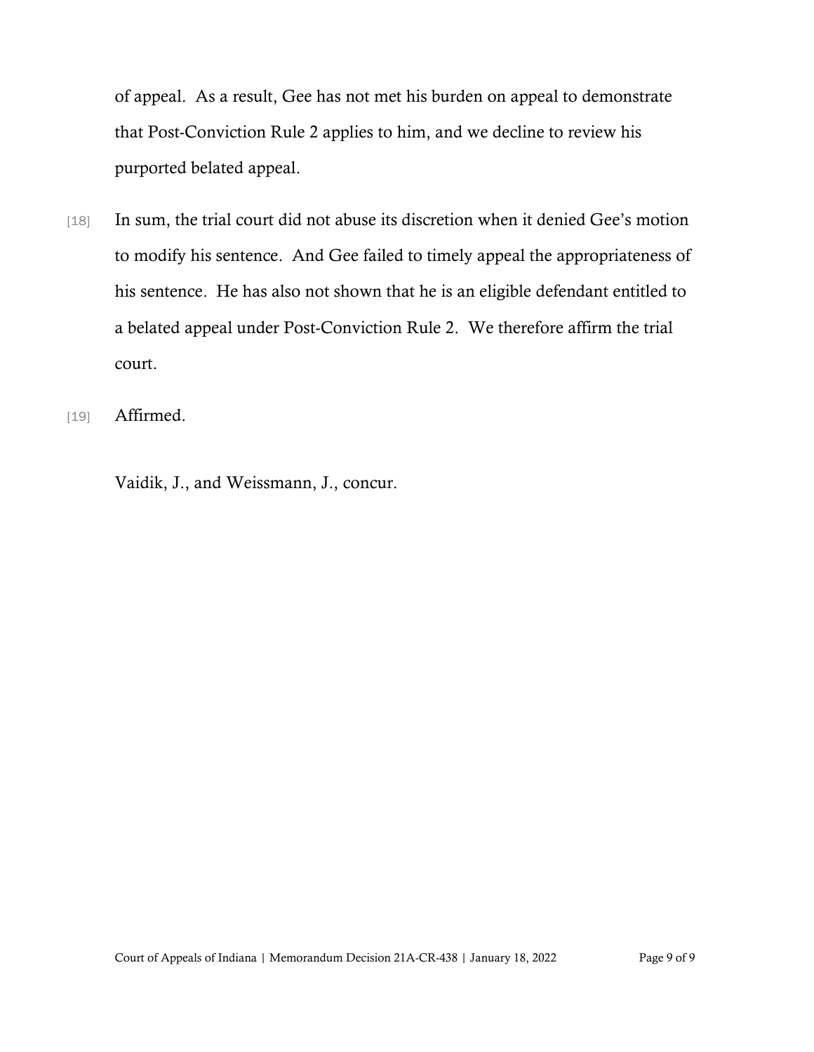of appeal. As a result, Gee has not met his burden on appeal to demonstrate that Post-Conviction Rule 2 applies to him, and we decline to review his purported belated appeal.

[18] In sum, the trial court did not abuse its discretion when it denied Gee's motion to modify his sentence. And Gee failed to timely appeal the appropriateness of his sentence. He has also not shown that he is an eligible defendant entitled to a belated appeal under Post-Conviction Rule 2. We therefore affirm the trial court.

[19] Affirmed.

Vaidik, J., and Weissmann, J., concur.